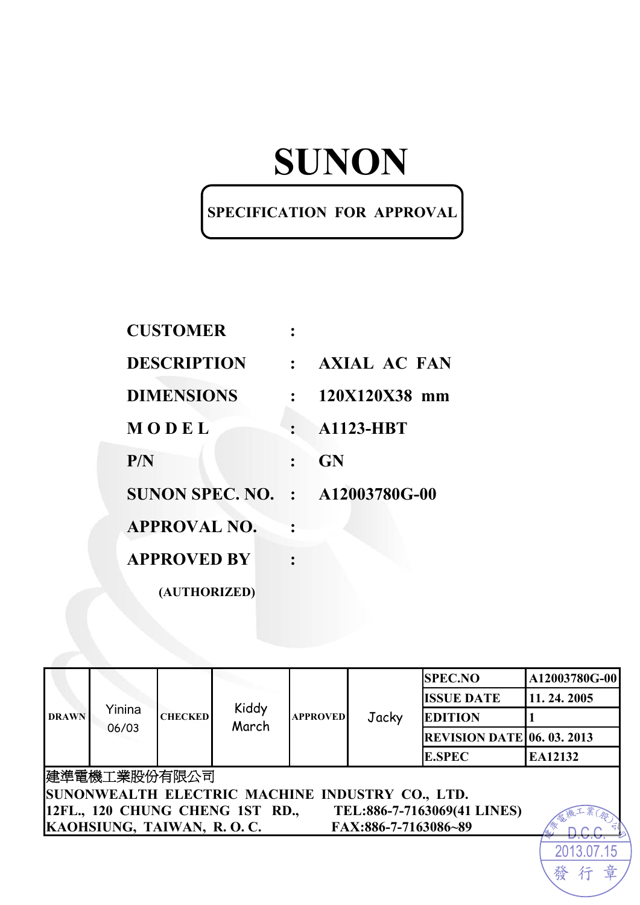# SUNON

**SPECIFICATION FOR APPROVAL**

| | | |
|---|---|---|
| **CUSTOMER** | : | |
| **DESCRIPTION** | : | **AXIAL AC FAN** |
| **DIMENSIONS** | : | **120X120X38 mm** |
| **M O D E L** | : | **A1123-HBT** |
| **P/N** | : | **GN** |
| **SUNON SPEC. NO.** | : | **A12003780G-00** |
| **APPROVAL NO.** | : | |
| **APPROVED BY** | : | |

**(AUTHORIZED)**

| DRAWN | Yinina 06/03 | CHECKED | Kiddy March | APPROVED | Jacky | SPEC.NO | A12003780G-00 |
|---|---|---|---|---|---|---|---|
| | | | | | | ISSUE DATE | 11. 24. 2005 |
| | | | | | | EDITION | 1 |
| | | | | | | REVISION DATE | 06. 03. 2013 |
| | | | | | | E.SPEC | EA12132 |

建準電機工業股份有限公司
**SUNONWEALTH ELECTRIC MACHINE INDUSTRY CO., LTD.**
**12FL., 120 CHUNG CHENG 1ST RD., TEL:886-7-7163069(41 LINES)**
**KAOHSIUNG, TAIWAN, R. O. C. FAX:886-7-7163086~89**

建準電機工業(股)公司 D.C.C. 2013.07.15 發行章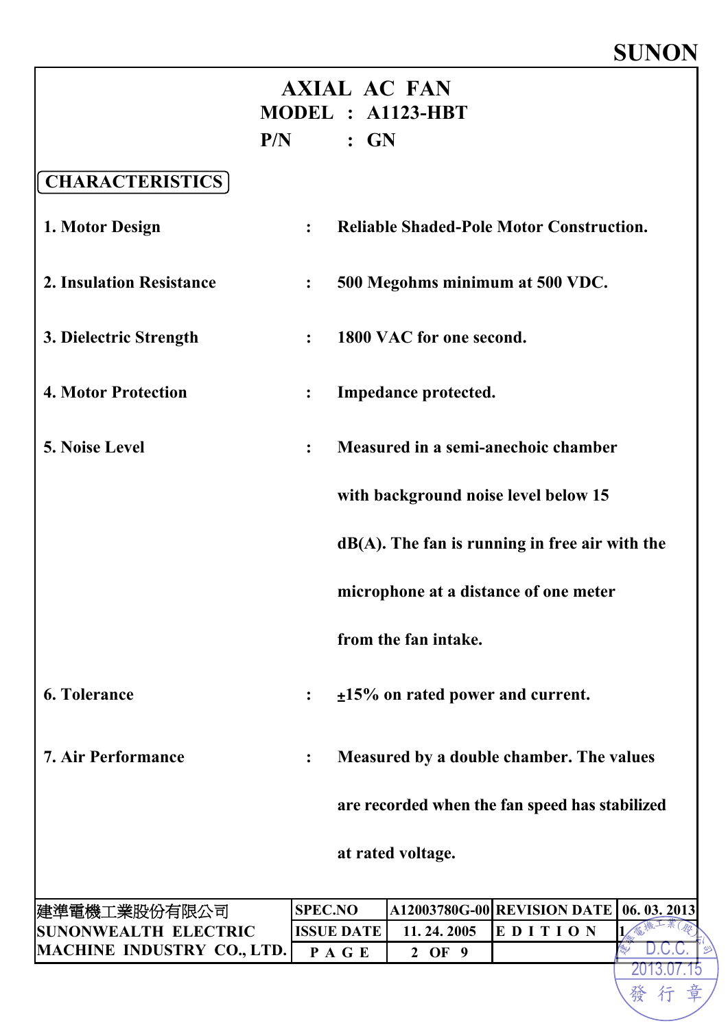SUNON

# AXIAL AC FAN

**MODEL : A1123-HBT**

**P/N : GN**

## CHARACTERISTICS

1. **Motor Design** : Reliable Shaded-Pole Motor Construction.

2. **Insulation Resistance** : 500 Megohms minimum at 500 VDC.

3. **Dielectric Strength** : 1800 VAC for one second.

4. **Motor Protection** : Impedance protected.

5. **Noise Level** : Measured in a semi-anechoic chamber with background noise level below 15 dB(A). The fan is running in free air with the microphone at a distance of one meter from the fan intake.

6. **Tolerance** : ±15% on rated power and current.

7. **Air Performance** : Measured by a double chamber. The values are recorded when the fan speed has stabilized at rated voltage.

| 建準電機工業股份有限公司 SUNONWEALTH ELECTRIC MACHINE INDUSTRY CO., LTD. | SPEC.NO | A12003780G-00 | REVISION DATE | 06. 03. 2013 |
|---|---|---|---|---|
| | ISSUE DATE | 11. 24. 2005 | EDITION | 1 |
| | PAGE | 2 OF 9 | | |

建準電機工業(股)公司 D.C.C. 2013.07.15 發行章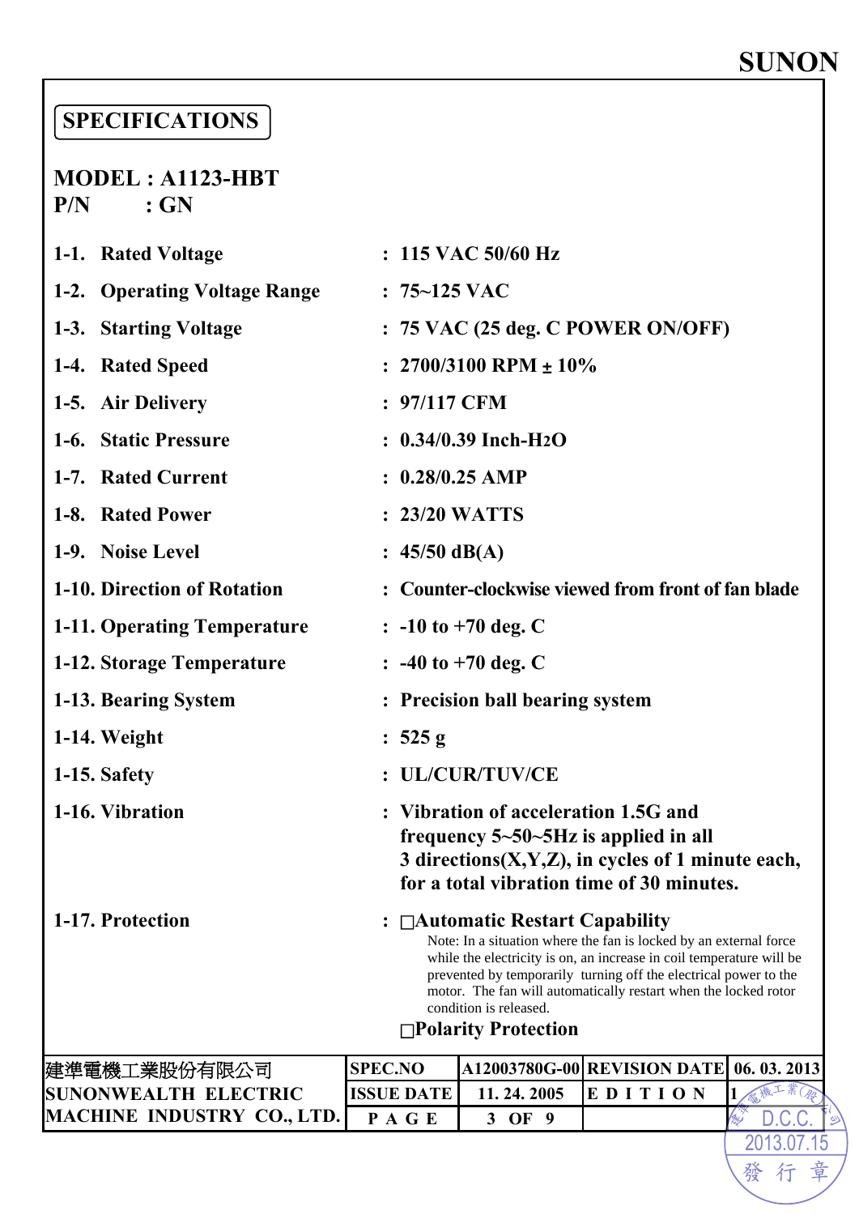**SUNON**

## SPECIFICATIONS

**MODEL : A1123-HBT**
**P/N : GN**

| Item | | Specification |
|---|---|---|
| 1-1. Rated Voltage | : | 115 VAC 50/60 Hz |
| 1-2. Operating Voltage Range | : | 75~125 VAC |
| 1-3. Starting Voltage | : | 75 VAC (25 deg. C POWER ON/OFF) |
| 1-4. Rated Speed | : | 2700/3100 RPM ± 10% |
| 1-5. Air Delivery | : | 97/117 CFM |
| 1-6. Static Pressure | : | 0.34/0.39 Inch-$H_2O$ |
| 1-7. Rated Current | : | 0.28/0.25 AMP |
| 1-8. Rated Power | : | 23/20 WATTS |
| 1-9. Noise Level | : | 45/50 dB(A) |
| 1-10. Direction of Rotation | : | Counter-clockwise viewed from front of fan blade |
| 1-11. Operating Temperature | : | -10 to +70 deg. C |
| 1-12. Storage Temperature | : | -40 to +70 deg. C |
| 1-13. Bearing System | : | Precision ball bearing system |
| 1-14. Weight | : | 525 g |
| 1-15. Safety | : | UL/CUR/TUV/CE |
| 1-16. Vibration | : | Vibration of acceleration 1.5G and frequency 5~50~5Hz is applied in all 3 directions(X,Y,Z), in cycles of 1 minute each, for a total vibration time of 30 minutes. |

**1-17. Protection** : 

- □ **Automatic Restart Capability**

  Note: In a situation where the fan is locked by an external force while the electricity is on, an increase in coil temperature will be prevented by temporarily turning off the electrical power to the motor. The fan will automatically restart when the locked rotor condition is released.

- □ **Polarity Protection**

| 建準電機工業股份有限公司 SUNONWEALTH ELECTRIC MACHINE INDUSTRY CO., LTD. | SPEC.NO | A12003780G-00 | REVISION DATE | 06. 03. 2013 |
|---|---|---|---|---|
| | ISSUE DATE | 11. 24. 2005 | EDITION | 1 |
| | PAGE | 3 OF 9 | | |

建準電機工業(股)公司 D.C.C. 2013.07.15 發行章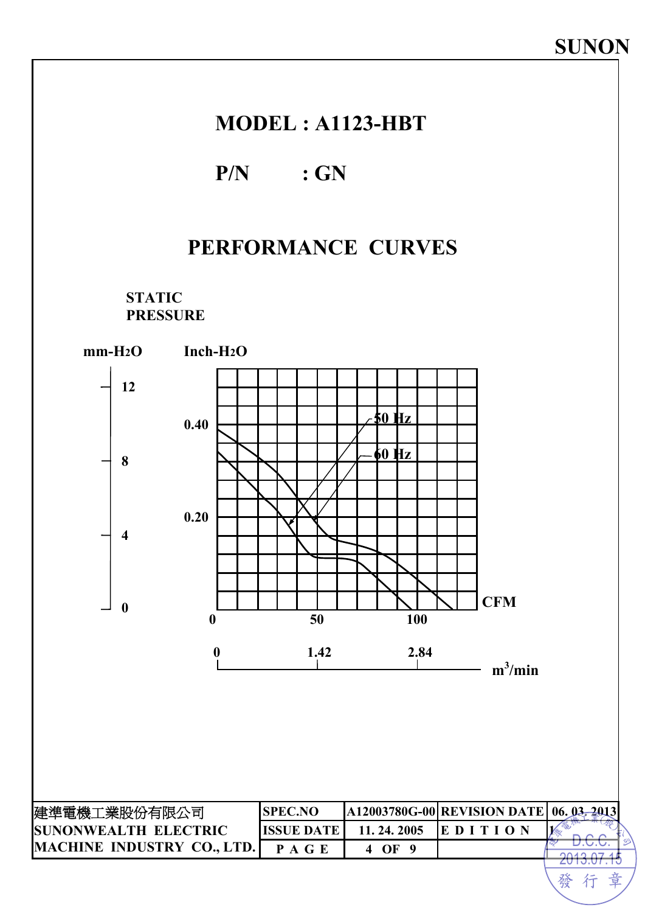SUNON

# MODEL : A1123-HBT

## P/N : GN

## PERFORMANCE CURVES

STATIC PRESSURE

mm-$H_2O$ | Inch-$H_2O$

12 | 0.40

8 | 0.20

4

0

50 Hz

60 Hz

CFM: 0, 50, 100

$m^3$/min: 0, 1.42, 2.84

| 建準電機工業股份有限公司 SUNONWEALTH ELECTRIC MACHINE INDUSTRY CO., LTD. | SPEC.NO | A12003780G-00 | REVISION DATE | 06. 03. 2013 |
|---|---|---|---|---|
| | ISSUE DATE | 11. 24. 2005 | E D I T I O N | 1 |
| | P A G E | 4 OF 9 | | |

建準電機工業(股)公司 D.C.C. 2013.07.15 發行章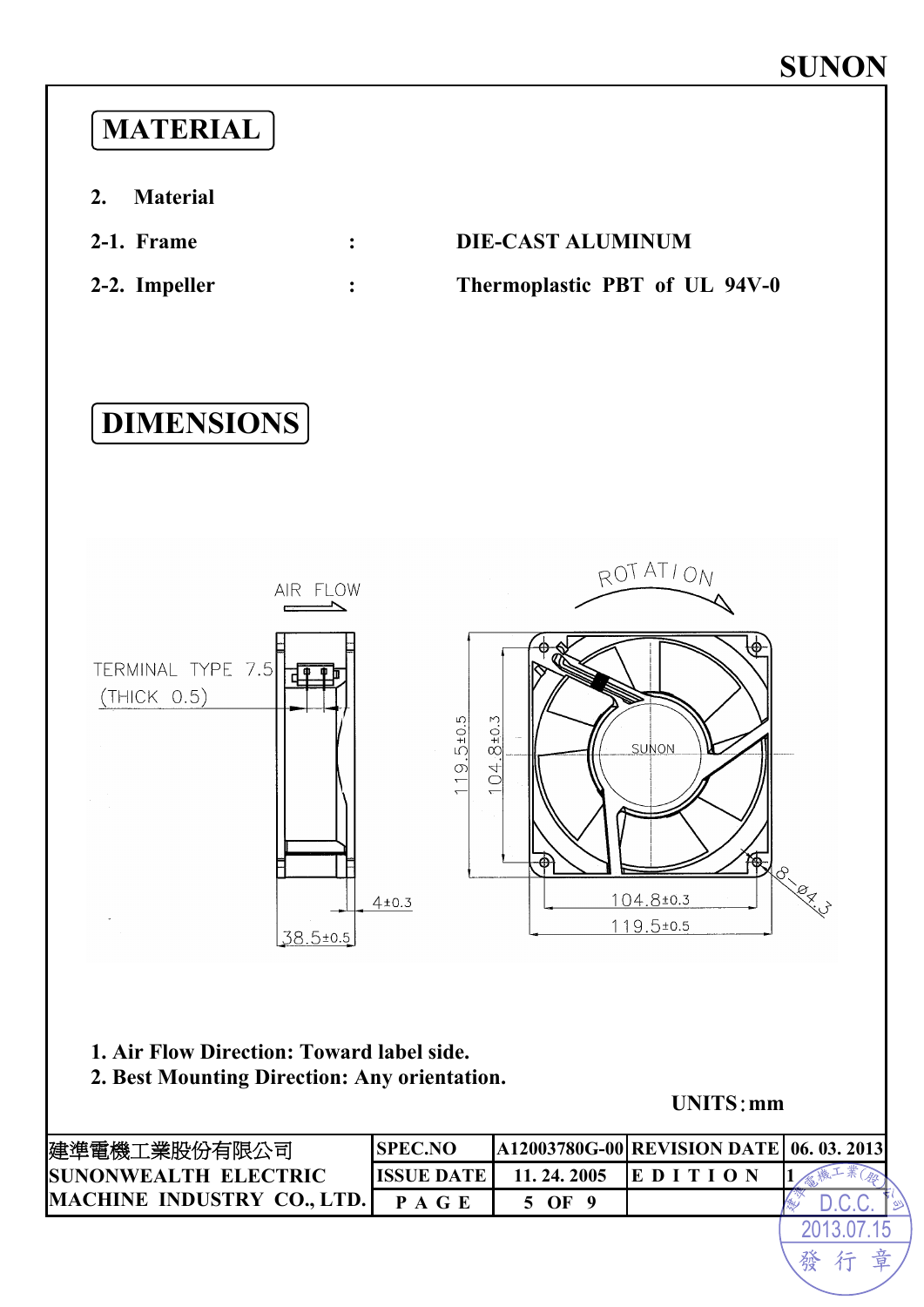# MATERIAL

**2. Material**

**2-1. Frame : DIE-CAST ALUMINUM**

**2-2. Impeller : Thermoplastic PBT of UL 94V-0**

# DIMENSIONS

AIR FLOW

ROTATION

TERMINAL TYPE 7.5 (THICK 0.5)

119.5±0.5

104.8±0.3

SUNON

8−Ø4.3

4±0.3

38.5±0.5

104.8±0.3

119.5±0.5

**1. Air Flow Direction: Toward label side.**
**2. Best Mounting Direction: Any orientation.**

**UNITS：mm**

| 建準電機工業股份有限公司 SUNONWEALTH ELECTRIC MACHINE INDUSTRY CO., LTD. | SPEC.NO | A12003780G-00 | REVISION DATE | 06. 03. 2013 |
|---|---|---|---|---|
| | ISSUE DATE | 11. 24. 2005 | EDITION | 1 |
| | PAGE | 5 OF 9 | | |

建準電機工業(股)公司 D.C.C. 2013.07.15 發行章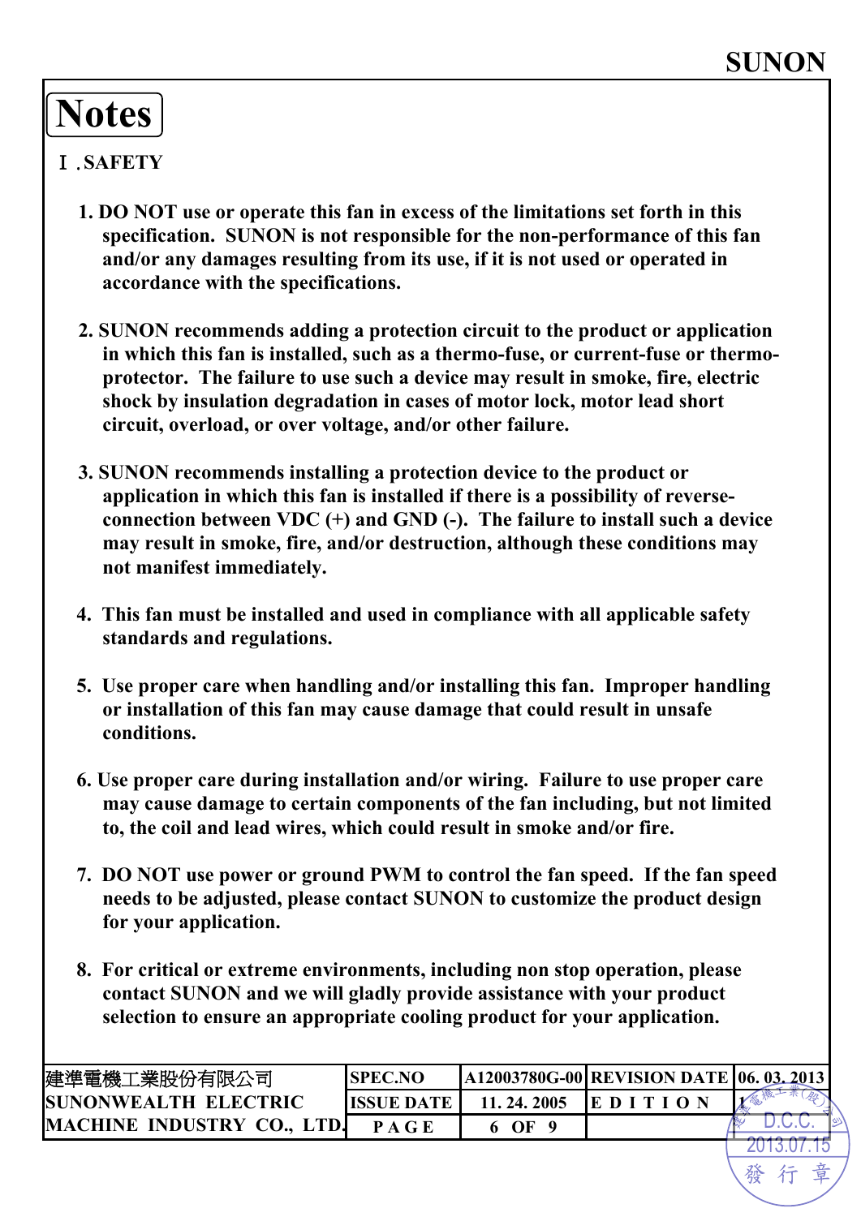# Notes

## Ⅰ.SAFETY

1. DO NOT use or operate this fan in excess of the limitations set forth in this specification. SUNON is not responsible for the non-performance of this fan and/or any damages resulting from its use, if it is not used or operated in accordance with the specifications.

2. SUNON recommends adding a protection circuit to the product or application in which this fan is installed, such as a thermo-fuse, or current-fuse or thermo-protector. The failure to use such a device may result in smoke, fire, electric shock by insulation degradation in cases of motor lock, motor lead short circuit, overload, or over voltage, and/or other failure.

3. SUNON recommends installing a protection device to the product or application in which this fan is installed if there is a possibility of reverse-connection between VDC (+) and GND (-). The failure to install such a device may result in smoke, fire, and/or destruction, although these conditions may not manifest immediately.

4. This fan must be installed and used in compliance with all applicable safety standards and regulations.

5. Use proper care when handling and/or installing this fan. Improper handling or installation of this fan may cause damage that could result in unsafe conditions.

6. Use proper care during installation and/or wiring. Failure to use proper care may cause damage to certain components of the fan including, but not limited to, the coil and lead wires, which could result in smoke and/or fire.

7. DO NOT use power or ground PWM to control the fan speed. If the fan speed needs to be adjusted, please contact SUNON to customize the product design for your application.

8. For critical or extreme environments, including non stop operation, please contact SUNON and we will gladly provide assistance with your product selection to ensure an appropriate cooling product for your application.

| 建準電機工業股份有限公司 SUNONWEALTH ELECTRIC MACHINE INDUSTRY CO., LTD. | SPEC.NO | A12003780G-00 | REVISION DATE | 06. 03. 2013 |
|---|---|---|---|---|
| | ISSUE DATE | 11. 24. 2005 | EDITION | 1 |
| | PAGE | 6 OF 9 | | |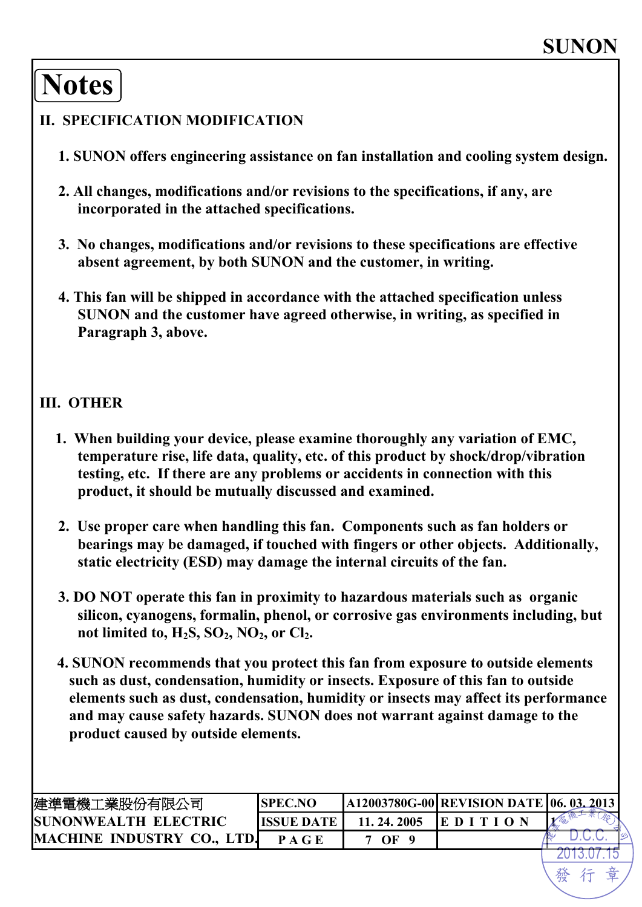SUNON

# Notes

## II. SPECIFICATION MODIFICATION

1. SUNON offers engineering assistance on fan installation and cooling system design.

2. All changes, modifications and/or revisions to the specifications, if any, are incorporated in the attached specifications.

3. No changes, modifications and/or revisions to these specifications are effective absent agreement, by both SUNON and the customer, in writing.

4. This fan will be shipped in accordance with the attached specification unless SUNON and the customer have agreed otherwise, in writing, as specified in Paragraph 3, above.

## III. OTHER

1. When building your device, please examine thoroughly any variation of EMC, temperature rise, life data, quality, etc. of this product by shock/drop/vibration testing, etc. If there are any problems or accidents in connection with this product, it should be mutually discussed and examined.

2. Use proper care when handling this fan. Components such as fan holders or bearings may be damaged, if touched with fingers or other objects. Additionally, static electricity (ESD) may damage the internal circuits of the fan.

3. DO NOT operate this fan in proximity to hazardous materials such as organic silicon, cyanogens, formalin, phenol, or corrosive gas environments including, but not limited to, $H_2S$, $SO_2$, $NO_2$, or $Cl_2$.

4. SUNON recommends that you protect this fan from exposure to outside elements such as dust, condensation, humidity or insects. Exposure of this fan to outside elements such as dust, condensation, humidity or insects may affect its performance and may cause safety hazards. SUNON does not warrant against damage to the product caused by outside elements.

| 建準電機工業股份有限公司 | SPEC.NO | A12003780G-00 | REVISION DATE | 06. 03. 2013 |
|---|---|---|---|---|
| SUNONWEALTH ELECTRIC | ISSUE DATE | 11. 24. 2005 | EDITION | 1 |
| MACHINE INDUSTRY CO., LTD. | PAGE | 7 OF 9 | | |

建準電機工業(股)公司 D.C.C. 2013.07.15 發行章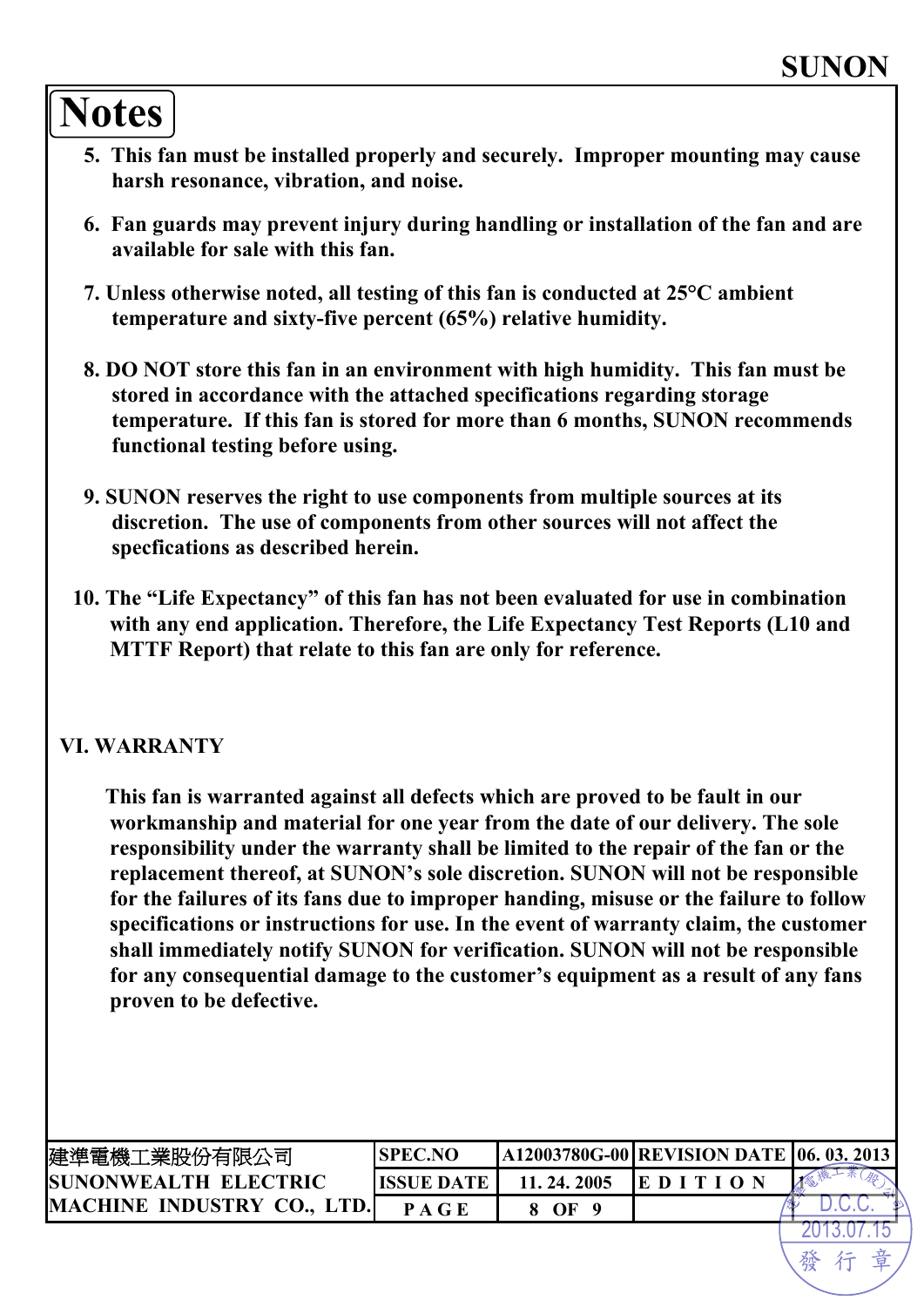# Notes

5. This fan must be installed properly and securely. Improper mounting may cause harsh resonance, vibration, and noise.

6. Fan guards may prevent injury during handling or installation of the fan and are available for sale with this fan.

7. Unless otherwise noted, all testing of this fan is conducted at 25°C ambient temperature and sixty-five percent (65%) relative humidity.

8. DO NOT store this fan in an environment with high humidity. This fan must be stored in accordance with the attached specifications regarding storage temperature. If this fan is stored for more than 6 months, SUNON recommends functional testing before using.

9. SUNON reserves the right to use components from multiple sources at its discretion. The use of components from other sources will not affect the specfications as described herein.

10. The "Life Expectancy" of this fan has not been evaluated for use in combination with any end application. Therefore, the Life Expectancy Test Reports (L10 and MTTF Report) that relate to this fan are only for reference.

## VI. WARRANTY

This fan is warranted against all defects which are proved to be fault in our workmanship and material for one year from the date of our delivery. The sole responsibility under the warranty shall be limited to the repair of the fan or the replacement thereof, at SUNON's sole discretion. SUNON will not be responsible for the failures of its fans due to improper handing, misuse or the failure to follow specifications or instructions for use. In the event of warranty claim, the customer shall immediately notify SUNON for verification. SUNON will not be responsible for any consequential damage to the customer's equipment as a result of any fans proven to be defective.

| 建準電機工業股份有限公司 SUNONWEALTH ELECTRIC MACHINE INDUSTRY CO., LTD. | SPEC.NO | A12003780G-00 | REVISION DATE | 06. 03. 2013 |
|---|---|---|---|---|
| | ISSUE DATE | 11. 24. 2005 | EDITION | 1 |
| | PAGE | 8 OF 9 | | |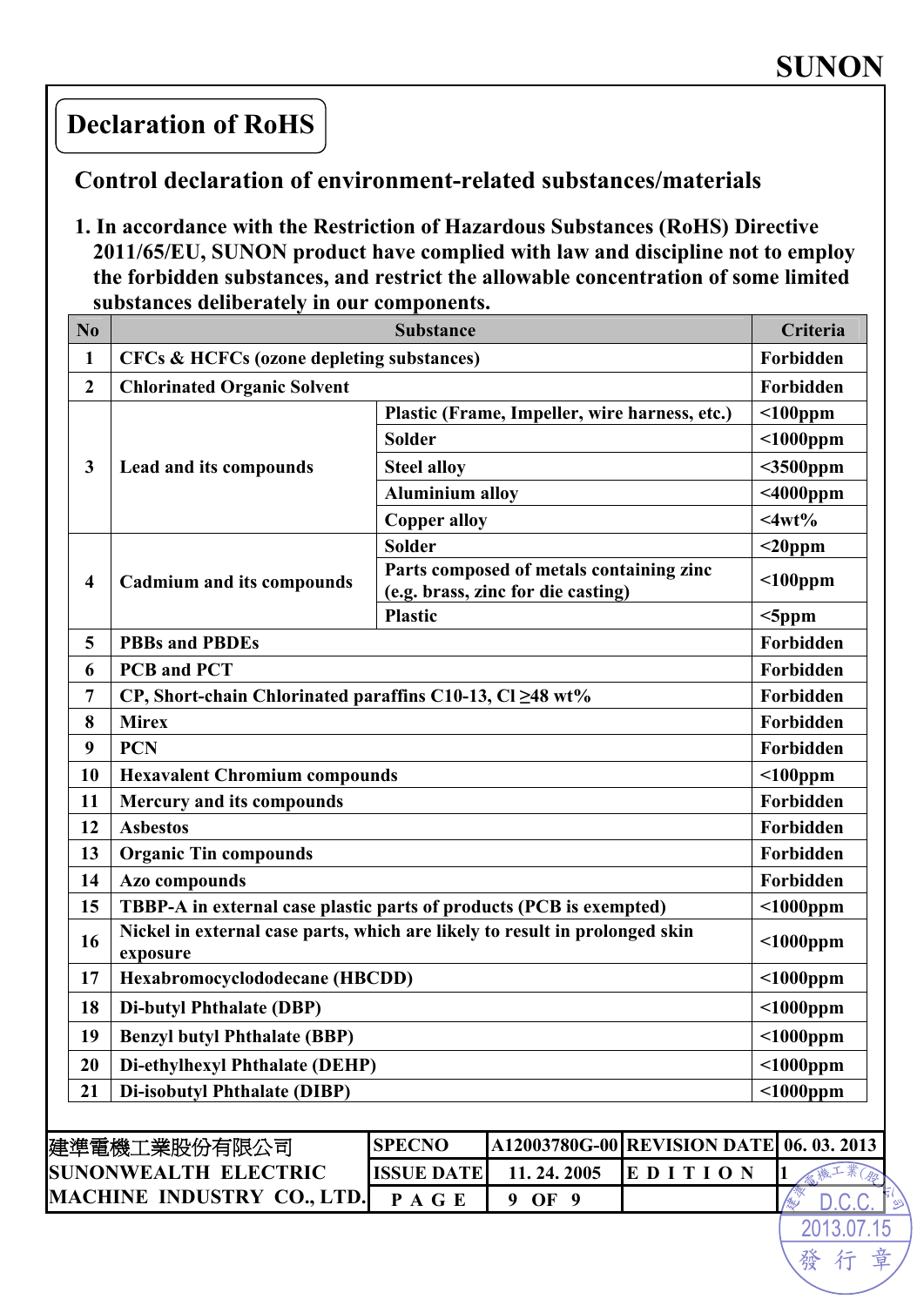# Declaration of RoHS

## Control declaration of environment-related substances/materials

1. In accordance with the Restriction of Hazardous Substances (RoHS) Directive 2011/65/EU, SUNON product have complied with law and discipline not to employ the forbidden substances, and restrict the allowable concentration of some limited substances deliberately in our components.

| No | Substance | | Criteria |
|---|---|---|---|
| 1 | CFCs & HCFCs (ozone depleting substances) | | Forbidden |
| 2 | Chlorinated Organic Solvent | | Forbidden |
| 3 | Lead and its compounds | Plastic (Frame, Impeller, wire harness, etc.) | <100ppm |
| | | Solder | <1000ppm |
| | | Steel alloy | <3500ppm |
| | | Aluminium alloy | <4000ppm |
| | | Copper alloy | <4wt% |
| 4 | Cadmium and its compounds | Solder | <20ppm |
| | | Parts composed of metals containing zinc (e.g. brass, zinc for die casting) | <100ppm |
| | | Plastic | <5ppm |
| 5 | PBBs and PBDEs | | Forbidden |
| 6 | PCB and PCT | | Forbidden |
| 7 | CP, Short-chain Chlorinated paraffins C10-13, Cl ≥48 wt% | | Forbidden |
| 8 | Mirex | | Forbidden |
| 9 | PCN | | Forbidden |
| 10 | Hexavalent Chromium compounds | | <100ppm |
| 11 | Mercury and its compounds | | Forbidden |
| 12 | Asbestos | | Forbidden |
| 13 | Organic Tin compounds | | Forbidden |
| 14 | Azo compounds | | Forbidden |
| 15 | TBBP-A in external case plastic parts of products (PCB is exempted) | | <1000ppm |
| 16 | Nickel in external case parts, which are likely to result in prolonged skin exposure | | <1000ppm |
| 17 | Hexabromocyclododecane (HBCDD) | | <1000ppm |
| 18 | Di-butyl Phthalate (DBP) | | <1000ppm |
| 19 | Benzyl butyl Phthalate (BBP) | | <1000ppm |
| 20 | Di-ethylhexyl Phthalate (DEHP) | | <1000ppm |
| 21 | Di-isobutyl Phthalate (DIBP) | | <1000ppm |

| | | | | |
|---|---|---|---|---|
| 建準電機工業股份有限公司 | SPECNO | A12003780G-00 | REVISION DATE | 06. 03. 2013 |
| SUNONWEALTH ELECTRIC | ISSUE DATE | 11. 24. 2005 | EDITION | 1 |
| MACHINE INDUSTRY CO., LTD. | PAGE | 9 OF 9 | | |

建準電機工業(股)公司 D.C.C. 2013.07.15 發行章